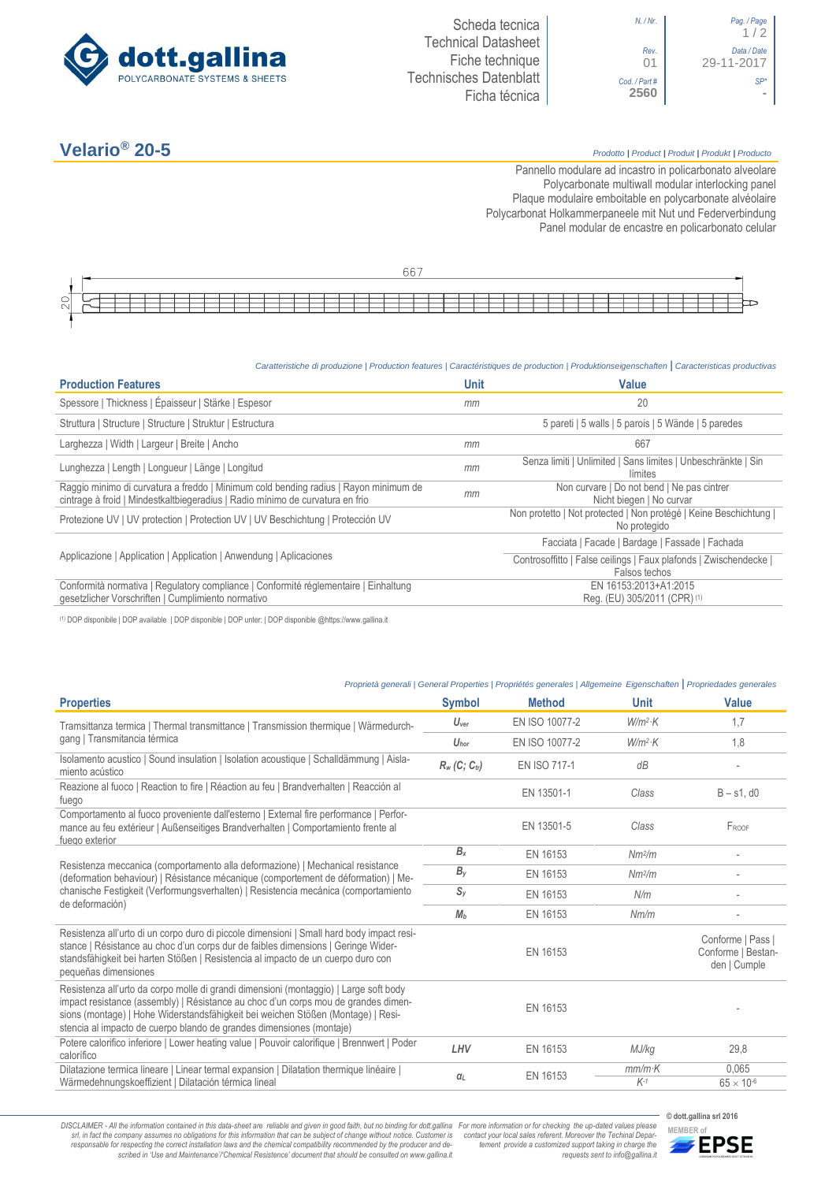Scheda tecnica
Technical Datasheet
Fiche technique
Technisches Datenblatt
Ficha técnica

| N. / Nr. | Pag. / Page |
|---|---|
| Rev. 01 | Data / Date 29-11-2017 |
| Cod. / Part # 2560 | SP* - |

# Velario® 20-5

*Prodotto | Product | Produit | Produkt | Producto*

Pannello modulare ad incastro in policarbonato alveolare
Polycarbonate multiwall modular interlocking panel
Plaque modulaire emboitable en polycarbonate alvéolaire
Polycarbonat Holkammerpaneele mit Nut und Federverbindung
Panel modular de encastre en policarbonato celular

667

20

*Caratteristiche di produzione | Production features | Caractéristiques de production | Produktionseigenschaften | Caracteristicas productivas*

| Production Features | Unit | Value |
|---|---|---|
| Spessore \| Thickness \| Épaisseur \| Stärke \| Espesor | mm | 20 |
| Struttura \| Structure \| Structure \| Struktur \| Estructura | | 5 pareti \| 5 walls \| 5 parois \| 5 Wände \| 5 paredes |
| Larghezza \| Width \| Largeur \| Breite \| Ancho | mm | 667 |
| Lunghezza \| Length \| Longueur \| Länge \| Longitud | mm | Senza limiti \| Unlimited \| Sans limites \| Unbeschränkte \| Sin límites |
| Raggio minimo di curvatura a freddo \| Minimum cold bending radius \| Rayon minimum de cintrage à froid \| Mindestkaltbiegeradius \| Radio mínimo de curvatura en frio | mm | Non curvare \| Do not bend \| Ne pas cintrer Nicht biegen \| No curvar |
| Protezione UV \| UV protection \| Protection UV \| UV Beschichtung \| Protección UV | | Non protetto \| Not protected \| Non protégé \| Keine Beschichtung \| No protegido |
| Applicazione \| Application \| Application \| Anwendung \| Aplicaciones | | Facciata \| Facade \| Bardage \| Fassade \| Fachada |
| | | Controsoffitto \| False ceilings \| Faux plafonds \| Zwischendecke \| Falsos techos |
| Conformità normativa \| Regulatory compliance \| Conformité réglementaire \| Einhaltung gesetzlicher Vorschriften \| Cumplimiento normativo | | EN 16153:2013+A1:2015 Reg. (EU) 305/2011 (CPR) (1) |

(1) DOP disponibile | DOP available | DOP disponible | DOP unter: | DOP disponible @https://www.gallina.it

*Proprietà generali | General Properties | Propriétés generales | Allgemeine Eigenschaften | Propriedades generales*

| Properties | Symbol | Method | Unit | Value |
|---|---|---|---|---|
| Tramsittanza termica \| Thermal transmittance \| Transmission thermique \| Wärmedurchgang \| Transmitancia térmica | $U_{ver}$ | EN ISO 10077-2 | $W/m^2{\cdot}K$ | 1,7 |
| | $U_{hor}$ | EN ISO 10077-2 | $W/m^2{\cdot}K$ | 1,8 |
| Isolamento acustico \| Sound insulation \| Isolation acoustique \| Schalldämmung \| Aislamiento acústico | $R_w\ (C;\ C_{tr})$ | EN ISO 717-1 | dB | - |
| Reazione al fuoco \| Reaction to fire \| Réaction au feu \| Brandverhalten \| Reacción al fuego | | EN 13501-1 | Class | B – s1, d0 |
| Comportamento al fuoco proveniente dall'esterno \| External fire performance \| Performance au feu extérieur \| Außenseitiges Brandverhalten \| Comportamiento frente al fuego exterior | | EN 13501-5 | Class | $F_{ROOF}$ |
| Resistenza meccanica (comportamento alla deformazione) \| Mechanical resistance (deformation behaviour) \| Résistance mécanique (comportement de déformation) \| Mechanische Festigkeit (Verformungsverhalten) \| Resistencia mecánica (comportamiento de deformación) | $B_x$ | EN 16153 | $Nm^2/m$ | - |
| | $B_y$ | EN 16153 | $Nm^2/m$ | - |
| | $S_y$ | EN 16153 | N/m | - |
| | $M_b$ | EN 16153 | Nm/m | - |
| Resistenza all'urto di un corpo duro di piccole dimensioni \| Small hard body impact resistance \| Résistance au choc d'un corps dur de faibles dimensions \| Geringe Widerstandsfähigkeit bei harten Stößen \| Resistencia al impacto de un cuerpo duro con pequeñas dimensiones | | EN 16153 | | Conforme \| Pass \| Conforme \| Bestanden \| Cumple |
| Resistenza all'urto da corpo molle di grandi dimensioni (montaggio) \| Large soft body impact resistance (assembly) \| Résistance au choc d'un corps mou de grandes dimensions (montage) \| Hohe Widerstandsfähigkeit bei weichen Stößen (Montage) \| Resistencia al impacto de cuerpo blando de grandes dimensiones (montaje) | | EN 16153 | | - |
| Potere calorifico inferiore \| Lower heating value \| Pouvoir calorifique \| Brennwert \| Poder calorífico | LHV | EN 16153 | MJ/kg | 29,8 |
| Dilatazione termica lineare \| Linear termal expansion \| Dilatation thermique linéaire \| Wärmedehnungskoeffizient \| Dilatación térmica lineal | $\alpha_L$ | EN 16153 | $mm/m{\cdot}K$ | 0,065 |
| | | | $K^{-1}$ | $65 \times 10^{-6}$ |

*DISCLAIMER - All the information contained in this data-sheet are reliable and given in good faith, but no binding for dott.gallina srl, in fact the company assumes no obligations for this information that can be subject of change without notice. Customer is responsable for respecting the correct installation laws and the chemical compatibility recommended by the producer and described in 'Use and Maintenance'/'Chemical Resistence' document that should be consulted on www.gallina.it For more information or for checking the up-dated values please contact your local sales referent. Moreover the Techinal Department provide a customized support taking in charge the requests sent to info@gallina.it*

© dott.gallina srl 2016

MEMBER of EPSE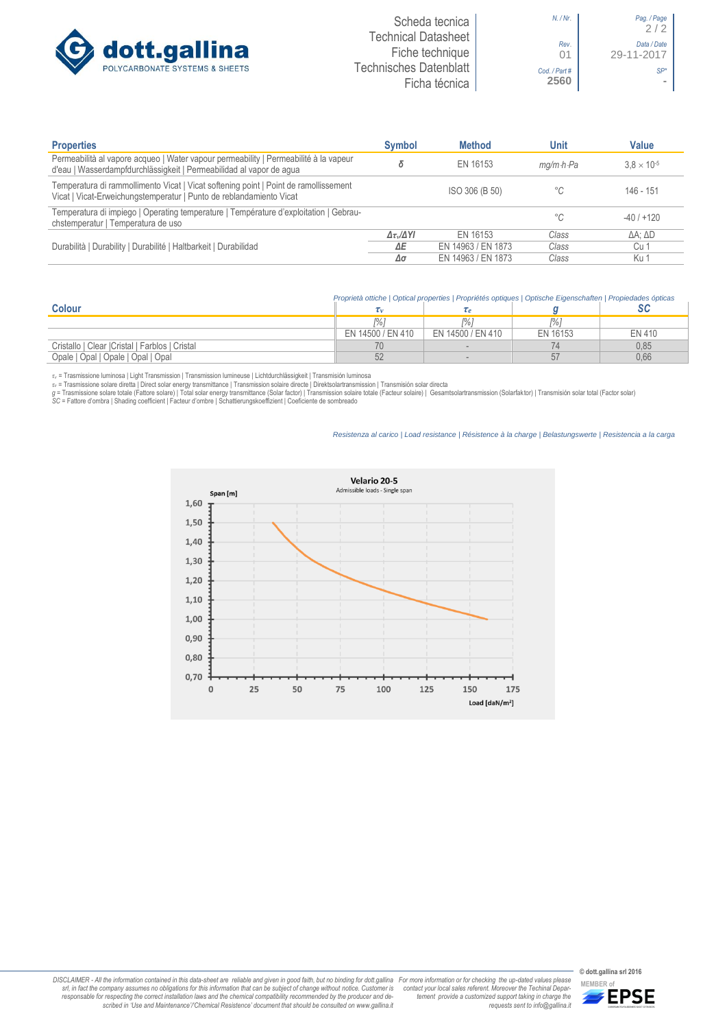| Properties | Symbol | Method | Unit | Value |
|---|---|---|---|---|
| Permeabilità al vapore acqueo \| Water vapour permeability \| Permeabilité à la vapeur d'eau \| Wasserdampfdurchlässigkeit \| Permeabilidad al vapor de agua | $\delta$ | EN 16153 | mg/m·h·Pa | $3{,}8 \times 10^{-5}$ |
| Temperatura di rammollimento Vicat \| Vicat softening point \| Point de ramollissement Vicat \| Vicat-Erweichungstemperatur \| Punto de reblandamiento Vicat | | ISO 306 (B 50) | °C | 146 - 151 |
| Temperatura di impiego \| Operating temperature \| Température d'exploitation \| Gebrauchstemperatur \| Temperatura de uso | | | °C | -40 / +120 |
| Durabilità \| Durability \| Durabilité \| Haltbarkeit \| Durabilidad | $\Delta\tau_v/\Delta YI$ | EN 16153 | Class | ΔA; ΔD |
| | $\Delta E$ | EN 14963 / EN 1873 | Class | Cu 1 |
| | $\Delta\sigma$ | EN 14963 / EN 1873 | Class | Ku 1 |

*Proprietà ottiche | Optical properties | Propriétés optiques | Optische Eigenschaften | Propiedades ópticas*

| Colour | $\tau_v$ | $\tau_e$ | $g$ | SC |
|---|---|---|---|---|
| | [%] | [%] | [%] | |
| | EN 14500 / EN 410 | EN 14500 / EN 410 | EN 16153 | EN 410 |
| Cristallo \| Clear \|Cristal \| Farblos \| Cristal | 70 | - | 74 | 0,85 |
| Opale \| Opal \| Opale \| Opal \| Opal | 52 | - | 57 | 0,66 |

$\tau_v$ = Trasmissione luminosa | Light Transmission | Transmission lumineuse | Lichtdurchlässigkeit | Transmisión luminosa
$\tau_e$ = Trasmissione solare diretta | Direct solar energy transmittance | Transmission solaire directe | Direktsolartransmission | Transmisión solar directa
$g$ = Trasmissione solare totale (Fattore solare) | Total solar energy transmittance (Solar factor) | Transmission solaire totale (Facteur solaire) | Gesamtsolartransmission (Solarfaktor) | Transmisión solar total (Factor solar)
SC = Fattore d'ombra | Shading coefficient | Facteur d'ombre | Schattierungskoeffizient | Coeficiente de sombreado

*Resistenza al carico | Load resistance | Résistence à la charge | Belastungswerte | Resistencia a la carga*

Velario 20-5
Admissible loads - Single span
Span [m]
1,60
1,50
1,40
1,30
1,20
1,10
1,00
0,90
0,80
0,70
0
25
50
75
100
125
150
175
Load [daN/m²]

*DISCLAIMER - All the information contained in this data-sheet are reliable and given in good faith, but no binding for dott.gallina srl, in fact the company assumes no obligations for this information that can be subject of change without notice. Customer is responsable for respecting the correct installation laws and the chemical compatibility recommended by the producer and described in 'Use and Maintenance'/'Chemical Resistence' document that should be consulted on www.gallina.it*

*For more information or for checking the up-dated values please contact your local sales referent. Moreover the Techinal Department provide a customized support taking in charge the requests sent to info@gallina.it*

© dott.gallina srl 2016